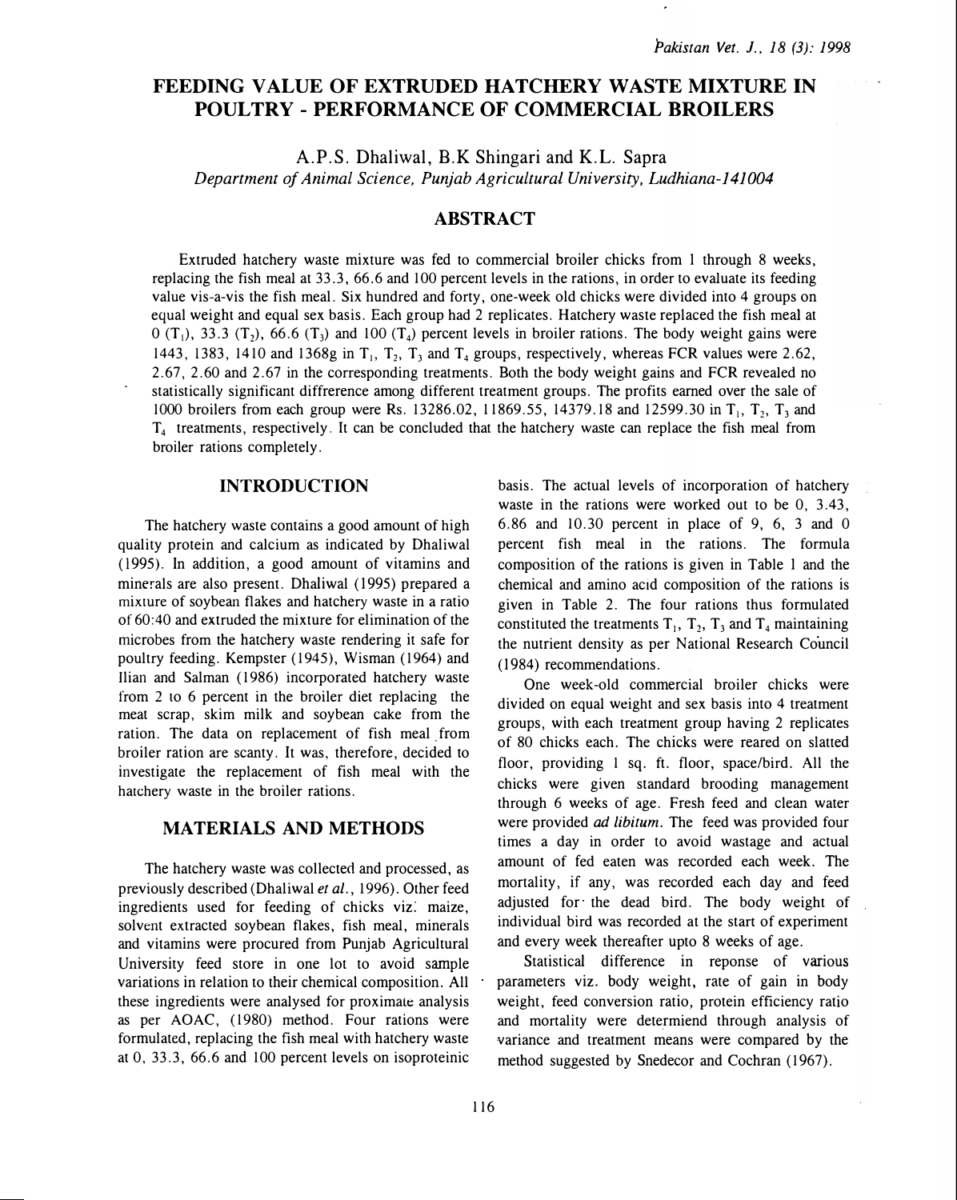# FEEDING VALUE OF EXTRUDED HATCHERY WASTE MIXTURE IN POULTRY - PERFORMANCE OF COMMERCIAL BROILERS

A.P.S. Dhaliwal, B.K Shingari and K.L. Sapra

*Department of Animal Science, Punjab Agricultural University, Ludhiana-141004*

## ABSTRACT

Extruded hatchery waste mixture was fed to commercial broiler chicks from 1 through 8 weeks, replacing the fish meal at 33.3, 66.6 and 100 percent levels in the rations, in order to evaluate its feeding value vis-a-vis the fish meal. Six hundred and forty, one-week old chicks were divided into 4 groups on equal weight and equal sex basis. Each group had 2 replicates. Hatchery waste replaced the fish meal at 0 ($T_1$), 33.3 ($T_2$), 66.6 ($T_3$) and 100 ($T_4$) percent levels in broiler rations. The body weight gains were 1443, 1383, 1410 and 1368g in $T_1$, $T_2$, $T_3$ and $T_4$ groups, respectively, whereas FCR values were 2.62, 2.67, 2.60 and 2.67 in the corresponding treatments. Both the body weight gains and FCR revealed no statistically significant diffrerence among different treatment groups. The profits earned over the sale of 1000 broilers from each group were Rs. 13286.02, 11869.55, 14379.18 and 12599.30 in $T_1$, $T_2$, $T_3$ and $T_4$ treatments, respectively. It can be concluded that the hatchery waste can replace the fish meal from broiler rations completely.

## INTRODUCTION

The hatchery waste contains a good amount of high quality protein and calcium as indicated by Dhaliwal (1995). In addition, a good amount of vitamins and minerals are also present. Dhaliwal (1995) prepared a mixture of soybean flakes and hatchery waste in a ratio of 60:40 and extruded the mixture for elimination of the microbes from the hatchery waste rendering it safe for poultry feeding. Kempster (1945), Wisman (1964) and Ilian and Salman (1986) incorporated hatchery waste from 2 to 6 percent in the broiler diet replacing the meat scrap, skim milk and soybean cake from the ration. The data on replacement of fish meal from broiler ration are scanty. It was, therefore, decided to investigate the replacement of fish meal with the hatchery waste in the broiler rations.

## MATERIALS AND METHODS

The hatchery waste was collected and processed, as previously described (Dhaliwal *et al.*, 1996). Other feed ingredients used for feeding of chicks viz. maize, solvent extracted soybean flakes, fish meal, minerals and vitamins were procured from Punjab Agricultural University feed store in one lot to avoid sample variations in relation to their chemical composition. All these ingredients were analysed for proximate analysis as per AOAC, (1980) method. Four rations were formulated, replacing the fish meal with hatchery waste at 0, 33.3, 66.6 and 100 percent levels on isoproteinic basis. The actual levels of incorporation of hatchery waste in the rations were worked out to be 0, 3.43, 6.86 and 10.30 percent in place of 9, 6, 3 and 0 percent fish meal in the rations. The formula composition of the rations is given in Table 1 and the chemical and amino acid composition of the rations is given in Table 2. The four rations thus formulated constituted the treatments $T_1$, $T_2$, $T_3$ and $T_4$ maintaining the nutrient density as per National Research Council (1984) recommendations.

One week-old commercial broiler chicks were divided on equal weight and sex basis into 4 treatment groups, with each treatment group having 2 replicates of 80 chicks each. The chicks were reared on slatted floor, providing 1 sq. ft. floor, space/bird. All the chicks were given standard brooding management through 6 weeks of age. Fresh feed and clean water were provided *ad libitum*. The feed was provided four times a day in order to avoid wastage and actual amount of fed eaten was recorded each week. The mortality, if any, was recorded each day and feed adjusted for the dead bird. The body weight of individual bird was recorded at the start of experiment and every week thereafter upto 8 weeks of age.

Statistical difference in reponse of various parameters viz. body weight, rate of gain in body weight, feed conversion ratio, protein efficiency ratio and mortality were determiend through analysis of variance and treatment means were compared by the method suggested by Snedecor and Cochran (1967).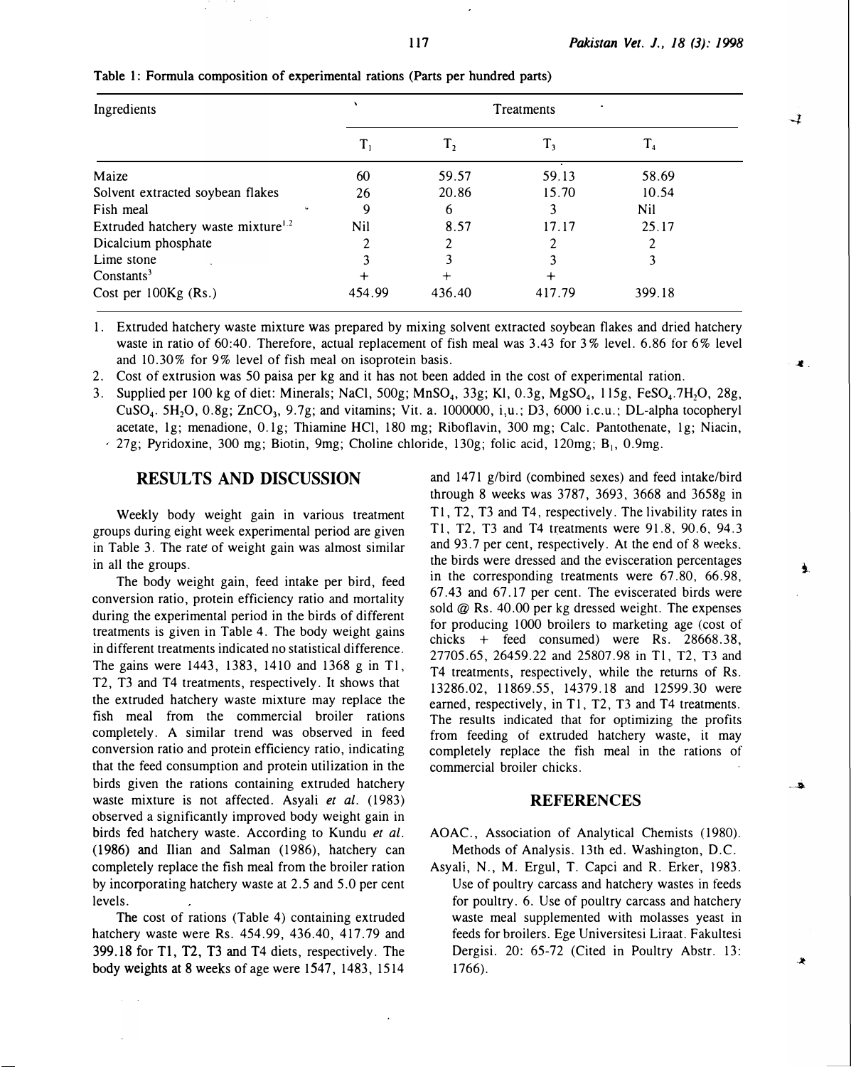**Table 1: Formula composition of experimental rations (Parts per hundred parts)**

| Ingredients | Treatments | | | |
|---|---|---|---|---|
| | $T_1$ | $T_2$ | $T_3$ | $T_4$ |
| Maize | 60 | 59.57 | 59.13 | 58.69 |
| Solvent extracted soybean flakes | 26 | 20.86 | 15.70 | 10.54 |
| Fish meal | 9 | 6 | 3 | Nil |
| Extruded hatchery waste mixture[1,2] | Nil | 8.57 | 17.17 | 25.17 |
| Dicalcium phosphate | 2 | 2 | 2 | 2 |
| Lime stone | 3 | 3 | 3 | 3 |
| Constants[3] | + | + | + | |
| Cost per 100Kg (Rs.) | 454.99 | 436.40 | 417.79 | 399.18 |

1. Extruded hatchery waste mixture was prepared by mixing solvent extracted soybean flakes and dried hatchery waste in ratio of 60:40. Therefore, actual replacement of fish meal was 3.43 for 3% level. 6.86 for 6% level and 10.30% for 9% level of fish meal on isoprotein basis.
2. Cost of extrusion was 50 paisa per kg and it has not been added in the cost of experimental ration.
3. Supplied per 100 kg of diet: Minerals; NaCl, 500g; $MnSO_4$, 33g; KI, 0.3g, $MgSO_4$, 115g, $FeSO_4.7H_2O$, 28g, $CuSO_4$. $5H_2O$, 0.8g; $ZnCO_3$, 9.7g; and vitamins; Vit. a. 1000000, i.u.; D3, 6000 i.c.u.; DL-alpha tocopheryl acetate, 1g; menadione, 0.1g; Thiamine HCl, 180 mg; Riboflavin, 300 mg; Calc. Pantothenate, 1g; Niacin, 27g; Pyridoxine, 300 mg; Biotin, 9mg; Choline chloride, 130g; folic acid, 120mg; $B_1$, 0.9mg.

## RESULTS AND DISCUSSION

Weekly body weight gain in various treatment groups during eight week experimental period are given in Table 3. The rate of weight gain was almost similar in all the groups.

The body weight gain, feed intake per bird, feed conversion ratio, protein efficiency ratio and mortality during the experimental period in the birds of different treatments is given in Table 4. The body weight gains in different treatments indicated no statistical difference. The gains were 1443, 1383, 1410 and 1368 g in T1, T2, T3 and T4 treatments, respectively. It shows that the extruded hatchery waste mixture may replace the fish meal from the commercial broiler rations completely. A similar trend was observed in feed conversion ratio and protein efficiency ratio, indicating that the feed consumption and protein utilization in the birds given the rations containing extruded hatchery waste mixture is not affected. Asyali *et al.* (1983) observed a significantly improved body weight gain in birds fed hatchery waste. According to Kundu *et al.* (1986) and Ilian and Salman (1986), hatchery can completely replace the fish meal from the broiler ration by incorporating hatchery waste at 2.5 and 5.0 per cent levels.

The cost of rations (Table 4) containing extruded hatchery waste were Rs. 454.99, 436.40, 417.79 and 399.18 for T1, T2, T3 and T4 diets, respectively. The body weights at 8 weeks of age were 1547, 1483, 1514 and 1471 g/bird (combined sexes) and feed intake/bird through 8 weeks was 3787, 3693, 3668 and 3658g in T1, T2, T3 and T4, respectively. The livability rates in T1, T2, T3 and T4 treatments were 91.8, 90.6, 94.3 and 93.7 per cent, respectively. At the end of 8 weeks, the birds were dressed and the evisceration percentages in the corresponding treatments were 67.80, 66.98, 67.43 and 67.17 per cent. The eviscerated birds were sold @ Rs. 40.00 per kg dressed weight. The expenses for producing 1000 broilers to marketing age (cost of chicks + feed consumed) were Rs. 28668.38, 27705.65, 26459.22 and 25807.98 in T1, T2, T3 and T4 treatments, respectively, while the returns of Rs. 13286.02, 11869.55, 14379.18 and 12599.30 were earned, respectively, in T1, T2, T3 and T4 treatments. The results indicated that for optimizing the profits from feeding of extruded hatchery waste, it may completely replace the fish meal in the rations of commercial broiler chicks.

## REFERENCES

AOAC., Association of Analytical Chemists (1980). Methods of Analysis. 13th ed. Washington, D.C.

Asyali, N., M. Ergul, T. Capci and R. Erker, 1983. Use of poultry carcass and hatchery wastes in feeds for poultry. 6. Use of poultry carcass and hatchery waste meal supplemented with molasses yeast in feeds for broilers. Ege Universitesi Liraat. Fakultesi Dergisi. 20: 65-72 (Cited in Poultry Abstr. 13: 1766).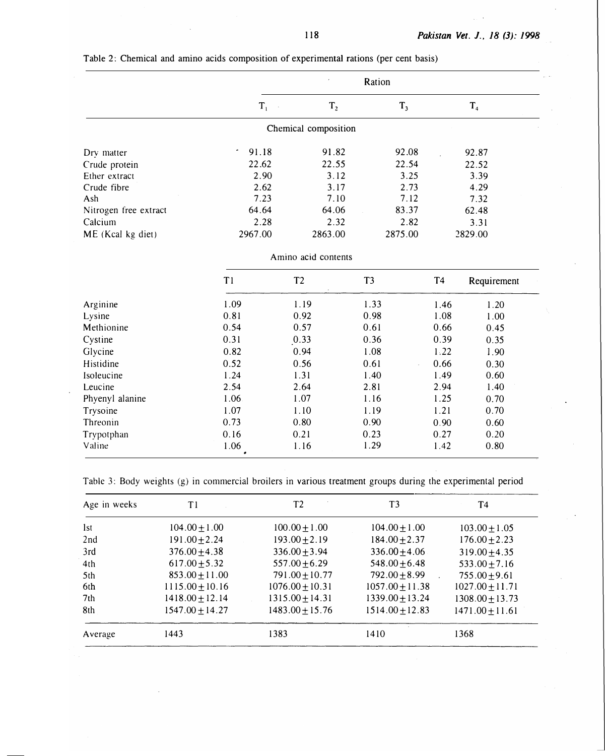Table 2: Chemical and amino acids composition of experimental rations (per cent basis)

| | Ration | | | | |
|---|---|---|---|---|---|
| | $T_1$ | $T_2$ | $T_3$ | $T_4$ | |
| **Chemical composition** | | | | | |
| Dry matter | 91.18 | 91.82 | 92.08 | 92.87 | |
| Crude protein | 22.62 | 22.55 | 22.54 | 22.52 | |
| Ether extract | 2.90 | 3.12 | 3.25 | 3.39 | |
| Crude fibre | 2.62 | 3.17 | 2.73 | 4.29 | |
| Ash | 7.23 | 7.10 | 7.12 | 7.32 | |
| Nitrogen free extract | 64.64 | 64.06 | 83.37 | 62.48 | |
| Calcium | 2.28 | 2.32 | 2.82 | 3.31 | |
| ME (Kcal kg diet) | 2967.00 | 2863.00 | 2875.00 | 2829.00 | |
| **Amino acid contents** | | | | | |
| | T1 | T2 | T3 | T4 | Requirement |
| Arginine | 1.09 | 1.19 | 1.33 | 1.46 | 1.20 |
| Lysine | 0.81 | 0.92 | 0.98 | 1.08 | 1.00 |
| Methionine | 0.54 | 0.57 | 0.61 | 0.66 | 0.45 |
| Cystine | 0.31 | 0.33 | 0.36 | 0.39 | 0.35 |
| Glycine | 0.82 | 0.94 | 1.08 | 1.22 | 1.90 |
| Histidine | 0.52 | 0.56 | 0.61 | 0.66 | 0.30 |
| Isoleucine | 1.24 | 1.31 | 1.40 | 1.49 | 0.60 |
| Leucine | 2.54 | 2.64 | 2.81 | 2.94 | 1.40 |
| Phyenyl alanine | 1.06 | 1.07 | 1.16 | 1.25 | 0.70 |
| Trysoine | 1.07 | 1.10 | 1.19 | 1.21 | 0.70 |
| Threonin | 0.73 | 0.80 | 0.90 | 0.90 | 0.60 |
| Trypotphan | 0.16 | 0.21 | 0.23 | 0.27 | 0.20 |
| Valine | 1.06 | 1.16 | 1.29 | 1.42 | 0.80 |

Table 3: Body weights (g) in commercial broilers in various treatment groups during the experimental period

| Age in weeks | T1 | T2 | T3 | T4 |
|---|---|---|---|---|
| 1st | $104.00 \pm 1.00$ | $100.00 \pm 1.00$ | $104.00 \pm 1.00$ | $103.00 \pm 1.05$ |
| 2nd | $191.00 \pm 2.24$ | $193.00 \pm 2.19$ | $184.00 \pm 2.37$ | $176.00 \pm 2.23$ |
| 3rd | $376.00 \pm 4.38$ | $336.00 \pm 3.94$ | $336.00 \pm 4.06$ | $319.00 \pm 4.35$ |
| 4th | $617.00 \pm 5.32$ | $557.00 \pm 6.29$ | $548.00 \pm 6.48$ | $533.00 \pm 7.16$ |
| 5th | $853.00 \pm 11.00$ | $791.00 \pm 10.77$ | $792.00 \pm 8.99$ | $755.00 \pm 9.61$ |
| 6th | $1115.00 \pm 10.16$ | $1076.00 \pm 10.31$ | $1057.00 \pm 11.38$ | $1027.00 \pm 11.71$ |
| 7th | $1418.00 \pm 12.14$ | $1315.00 \pm 14.31$ | $1339.00 \pm 13.24$ | $1308.00 \pm 13.73$ |
| 8th | $1547.00 \pm 14.27$ | $1483.00 \pm 15.76$ | $1514.00 \pm 12.83$ | $1471.00 \pm 11.61$ |
| Average | 1443 | 1383 | 1410 | 1368 |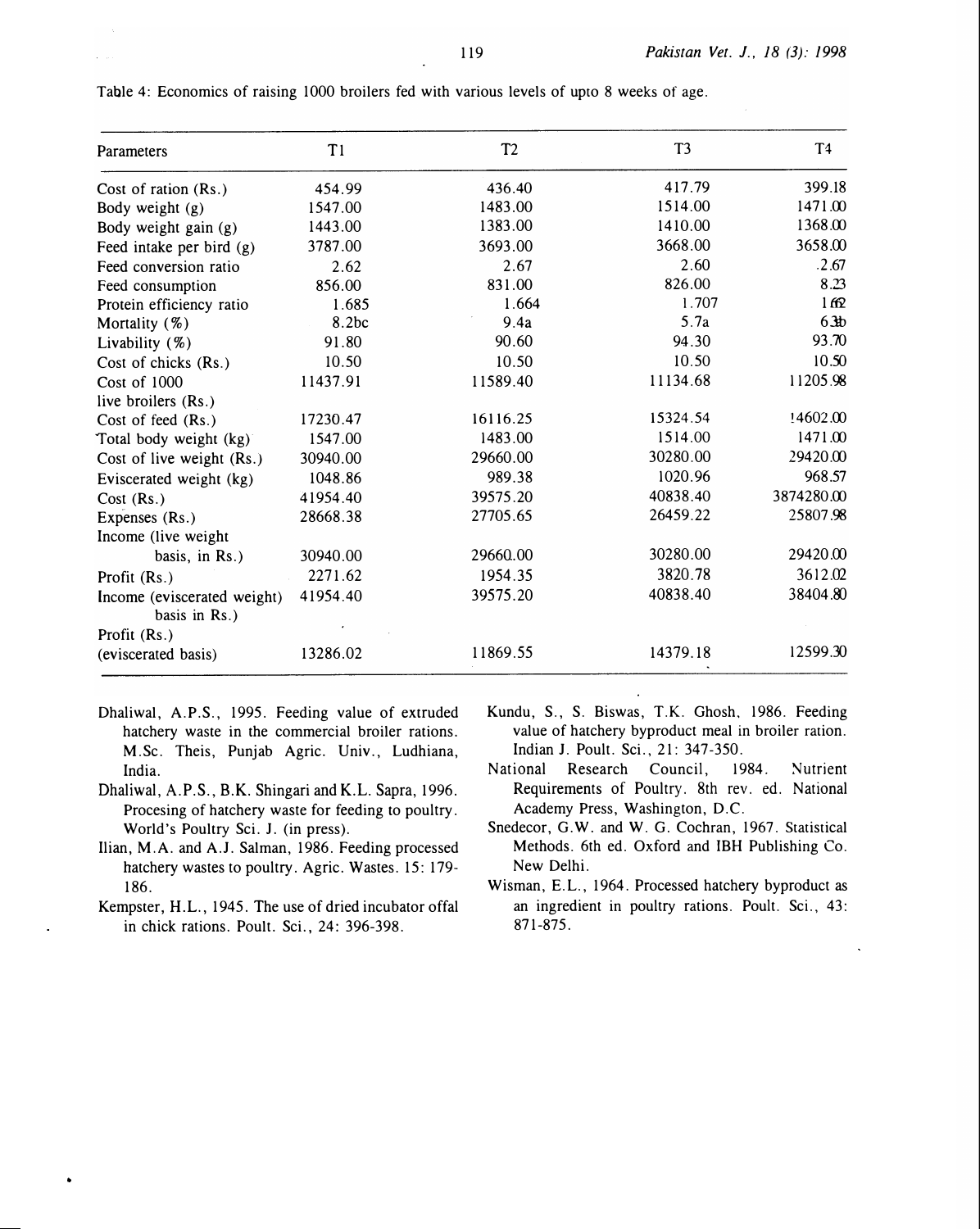Table 4: Economics of raising 1000 broilers fed with various levels of upto 8 weeks of age.

| Parameters | T1 | T2 | T3 | T4 |
|---|---|---|---|---|
| Cost of ration (Rs.) | 454.99 | 436.40 | 417.79 | 399.18 |
| Body weight (g) | 1547.00 | 1483.00 | 1514.00 | 1471.00 |
| Body weight gain (g) | 1443.00 | 1383.00 | 1410.00 | 1368.00 |
| Feed intake per bird (g) | 3787.00 | 3693.00 | 3668.00 | 3658.00 |
| Feed conversion ratio | 2.62 | 2.67 | 2.60 | 2.67 |
| Feed consumption | 856.00 | 831.00 | 826.00 | 8.23 |
| Protein efficiency ratio | 1.685 | 1.664 | 1.707 | 1.62 |
| Mortality (%) | 8.2bc | 9.4a | 5.7a | 6.3b |
| Livability (%) | 91.80 | 90.60 | 94.30 | 93.70 |
| Cost of chicks (Rs.) | 10.50 | 10.50 | 10.50 | 10.50 |
| Cost of 1000 live broilers (Rs.) | 11437.91 | 11589.40 | 11134.68 | 11205.98 |
| Cost of feed (Rs.) | 17230.47 | 16116.25 | 15324.54 | 14602.00 |
| Total body weight (kg) | 1547.00 | 1483.00 | 1514.00 | 1471.00 |
| Cost of live weight (Rs.) | 30940.00 | 29660.00 | 30280.00 | 29420.00 |
| Eviscerated weight (kg) | 1048.86 | 989.38 | 1020.96 | 968.57 |
| Cost (Rs.) | 41954.40 | 39575.20 | 40838.40 | 3874280.00 |
| Expenses (Rs.) | 28668.38 | 27705.65 | 26459.22 | 25807.98 |
| Income (live weight basis, in Rs.) | 30940.00 | 29660.00 | 30280.00 | 29420.00 |
| Profit (Rs.) | 2271.62 | 1954.35 | 3820.78 | 3612.02 |
| Income (eviscerated weight) basis in Rs.) | 41954.40 | 39575.20 | 40838.40 | 38404.80 |
| Profit (Rs.) (eviscerated basis) | 13286.02 | 11869.55 | 14379.18 | 12599.30 |

Dhaliwal, A.P.S., 1995. Feeding value of extruded hatchery waste in the commercial broiler rations. M.Sc. Theis, Punjab Agric. Univ., Ludhiana, India.

Dhaliwal, A.P.S., B.K. Shingari and K.L. Sapra, 1996. Procesing of hatchery waste for feeding to poultry. World's Poultry Sci. J. (in press).

Ilian, M.A. and A.J. Salman, 1986. Feeding processed hatchery wastes to poultry. Agric. Wastes. 15: 179-186.

Kempster, H.L., 1945. The use of dried incubator offal in chick rations. Poult. Sci., 24: 396-398.

Kundu, S., S. Biswas, T.K. Ghosh, 1986. Feeding value of hatchery byproduct meal in broiler ration. Indian J. Poult. Sci., 21: 347-350.

National Research Council, 1984. Nutrient Requirements of Poultry. 8th rev. ed. National Academy Press, Washington, D.C.

Snedecor, G.W. and W. G. Cochran, 1967. Statistical Methods. 6th ed. Oxford and IBH Publishing Co. New Delhi.

Wisman, E.L., 1964. Processed hatchery byproduct as an ingredient in poultry rations. Poult. Sci., 43: 871-875.